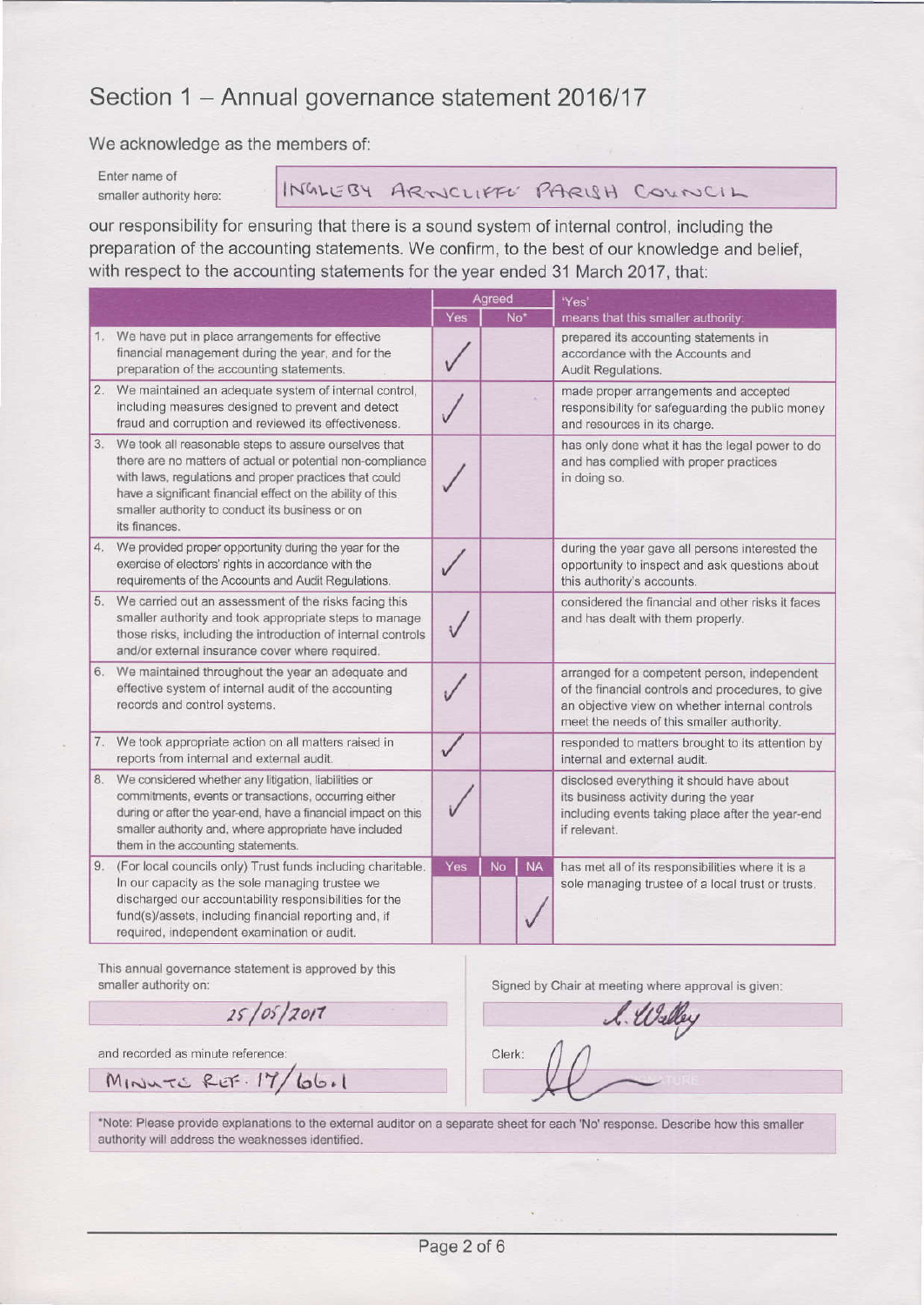# Section 1 – Annual governance statement 2016/17

We acknowledge as the members of:

Enter name of smaller authority here: INGLEBY ARNCLIFFE PARISH COUNCIL

our responsibility for ensuring that there is a sound system of internal control, including the preparation of the accounting statements. We confirm, to the best of our knowledge and belief, with respect to the accounting statements for the year ended 31 March 2017, that:

| | Agreed | | | 'Yes' means that this smaller authority: |
|---|---|---|---|---|
| | Yes | No* | | |
| 1. We have put in place arrangements for effective financial management during the year, and for the preparation of the accounting statements. | ✓ | | | prepared its accounting statements in accordance with the Accounts and Audit Regulations. |
| 2. We maintained an adequate system of internal control, including measures designed to prevent and detect fraud and corruption and reviewed its effectiveness. | ✓ | | | made proper arrangements and accepted responsibility for safeguarding the public money and resources in its charge. |
| 3. We took all reasonable steps to assure ourselves that there are no matters of actual or potential non-compliance with laws, regulations and proper practices that could have a significant financial effect on the ability of this smaller authority to conduct its business or on its finances. | ✓ | | | has only done what it has the legal power to do and has complied with proper practices in doing so. |
| 4. We provided proper opportunity during the year for the exercise of electors' rights in accordance with the requirements of the Accounts and Audit Regulations. | ✓ | | | during the year gave all persons interested the opportunity to inspect and ask questions about this authority's accounts. |
| 5. We carried out an assessment of the risks facing this smaller authority and took appropriate steps to manage those risks, including the introduction of internal controls and/or external insurance cover where required. | ✓ | | | considered the financial and other risks it faces and has dealt with them properly. |
| 6. We maintained throughout the year an adequate and effective system of internal audit of the accounting records and control systems. | ✓ | | | arranged for a competent person, independent of the financial controls and procedures, to give an objective view on whether internal controls meet the needs of this smaller authority. |
| 7. We took appropriate action on all matters raised in reports from internal and external audit. | ✓ | | | responded to matters brought to its attention by internal and external audit. |
| 8. We considered whether any litigation, liabilities or commitments, events or transactions, occurring either during or after the year-end, have a financial impact on this smaller authority and, where appropriate have included them in the accounting statements. | ✓ | | | disclosed everything it should have about its business activity during the year including events taking place after the year-end if relevant. |
| 9. (For local councils only) Trust funds including charitable. In our capacity as the sole managing trustee we discharged our accountability responsibilities for the fund(s)/assets, including financial reporting and, if required, independent examination or audit. | Yes | No | NA | has met all of its responsibilities where it is a sole managing trustee of a local trust or trusts. |
| | | | ✓ | |

This annual governance statement is approved by this smaller authority on:

25/05/2017

and recorded as minute reference:

MINUTE REF. 17/66.1

Signed by Chair at meeting where approval is given:

A. Walley

Clerk: [signature]

*Note: Please provide explanations to the external auditor on a separate sheet for each 'No' response. Describe how this smaller authority will address the weaknesses identified.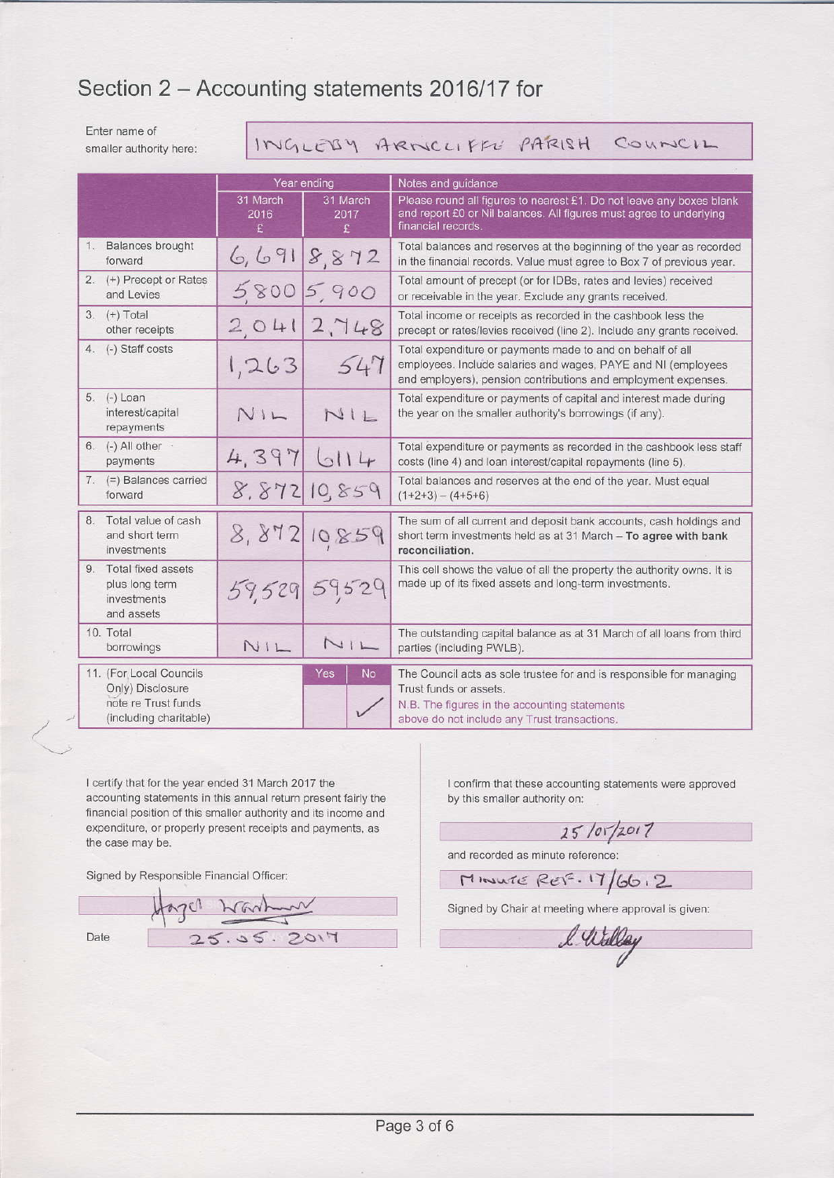# Section 2 – Accounting statements 2016/17 for

Enter name of smaller authority here: INGLEBY ARNCLIFFE PARISH COUNCIL

| | Year ending | | Notes and guidance |
|---|---|---|---|
| | 31 March 2016 £ | 31 March 2017 £ | Please round all figures to nearest £1. Do not leave any boxes blank and report £0 or Nil balances. All figures must agree to underlying financial records. |
| 1. Balances brought forward | 6,691 | 8,872 | Total balances and reserves at the beginning of the year as recorded in the financial records. Value must agree to Box 7 of previous year. |
| 2. (+) Precept or Rates and Levies | 5,800 | 5,900 | Total amount of precept (or for IDBs, rates and levies) received or receivable in the year. Exclude any grants received. |
| 3. (+) Total other receipts | 2,041 | 2,748 | Total income or receipts as recorded in the cashbook less the precept or rates/levies received (line 2). Include any grants received. |
| 4. (-) Staff costs | 1,263 | 547 | Total expenditure or payments made to and on behalf of all employees. Include salaries and wages, PAYE and NI (employees and employers), pension contributions and employment expenses. |
| 5. (-) Loan interest/capital repayments | NIL | NIL | Total expenditure or payments of capital and interest made during the year on the smaller authority's borrowings (if any). |
| 6. (-) All other payments | 4,397 | 6114 | Total expenditure or payments as recorded in the cashbook less staff costs (line 4) and loan interest/capital repayments (line 5). |
| 7. (=) Balances carried forward | 8,872 | 10,859 | Total balances and reserves at the end of the year. Must equal (1+2+3) – (4+5+6) |
| 8. Total value of cash and short term investments | 8,872 | 10,859 | The sum of all current and deposit bank accounts, cash holdings and short term investments held as at 31 March – **To agree with bank reconciliation.** |
| 9. Total fixed assets plus long term investments and assets | 59,529 | 59,529 | This cell shows the value of all the property the authority owns. It is made up of its fixed assets and long-term investments. |
| 10. Total borrowings | NIL | NIL | The outstanding capital balance as at 31 March of all loans from third parties (including PWLB). |

| 11. (For Local Councils Only) Disclosure note re Trust funds (including charitable) | Yes | No | The Council acts as sole trustee for and is responsible for managing Trust funds or assets. |
|---|---|---|---|
| | | ✓ | N.B. The figures in the accounting statements above do not include any Trust transactions. |

I certify that for the year ended 31 March 2017 the accounting statements in this annual return present fairly the financial position of this smaller authority and its income and expenditure, or properly present receipts and payments, as the case may be.

Signed by Responsible Financial Officer: Hazel Wardman

Date: 25.05.2017

I confirm that these accounting statements were approved by this smaller authority on:

25/05/2017

and recorded as minute reference:

MINUTE REF. 17/66.2

Signed by Chair at meeting where approval is given:

L. Walley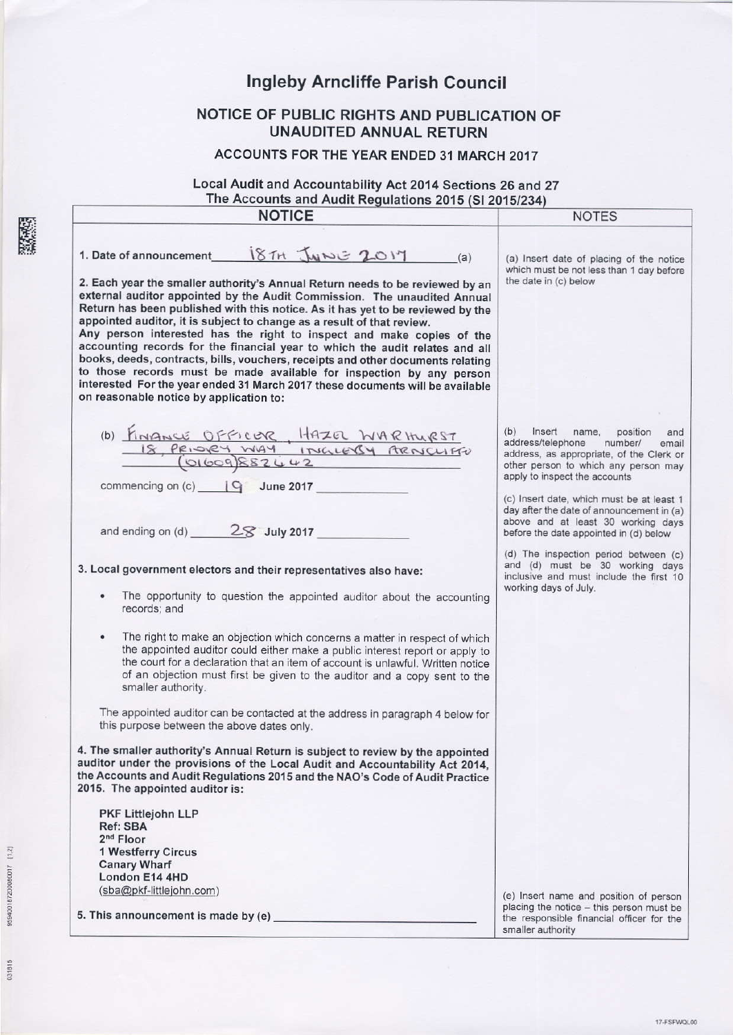# Ingleby Arncliffe Parish Council

## NOTICE OF PUBLIC RIGHTS AND PUBLICATION OF UNAUDITED ANNUAL RETURN

### ACCOUNTS FOR THE YEAR ENDED 31 MARCH 2017

**Local Audit and Accountability Act 2014 Sections 26 and 27**
**The Accounts and Audit Regulations 2015 (SI 2015/234)**

| NOTICE | NOTES |
|---|---|
| **1. Date of announcement** 18TH JUNE 2017 (a) | (a) Insert date of placing of the notice which must be not less than 1 day before the date in (c) below |
| **2. Each year the smaller authority's Annual Return needs to be reviewed by an external auditor appointed by the Audit Commission. The unaudited Annual Return has been published with this notice. As it has yet to be reviewed by the appointed auditor, it is subject to change as a result of that review. Any person interested has the right to inspect and make copies of the accounting records for the financial year to which the audit relates and all books, deeds, contracts, bills, vouchers, receipts and other documents relating to those records must be made available for inspection by any person interested For the year ended 31 March 2017 these documents will be available on reasonable notice by application to:** | |
| (b) FINANCE OFFICER, HAZEL WARHURST 18, PRIORY WAY INGLEBY ARNCLIFFE (01609)882642 | (b) Insert name, position and address/telephone number/ email address, as appropriate, of the Clerk or other person to which any person may apply to inspect the accounts |
| commencing on (c) 19 June 2017 | (c) Insert date, which must be at least 1 day after the date of announcement in (a) above and at least 30 working days before the date appointed in (d) below |
| and ending on (d) 28 July 2017 | (d) The inspection period between (c) and (d) must be 30 working days inclusive and must include the first 10 working days of July. |
| **3. Local government electors and their representatives also have:**<br>• The opportunity to question the appointed auditor about the accounting records; and<br>• The right to make an objection which concerns a matter in respect of which the appointed auditor could either make a public interest report or apply to the court for a declaration that an item of account is unlawful. Written notice of an objection must first be given to the auditor and a copy sent to the smaller authority.<br><br>The appointed auditor can be contacted at the address in paragraph 4 below for this purpose between the above dates only. | |
| **4. The smaller authority's Annual Return is subject to review by the appointed auditor under the provisions of the Local Audit and Accountability Act 2014, the Accounts and Audit Regulations 2015 and the NAO's Code of Audit Practice 2015. The appointed auditor is:**<br><br>**PKF Littlejohn LLP**<br>**Ref: SBA**<br>**2nd Floor**<br>**1 Westferry Circus**<br>**Canary Wharf**<br>**London E14 4HD**<br>(sba@pkf-littlejohn.com) | |
| **5. This announcement is made by (e)** ______ | (e) Insert name and position of person placing the notice – this person must be the responsible financial officer for the smaller authority |